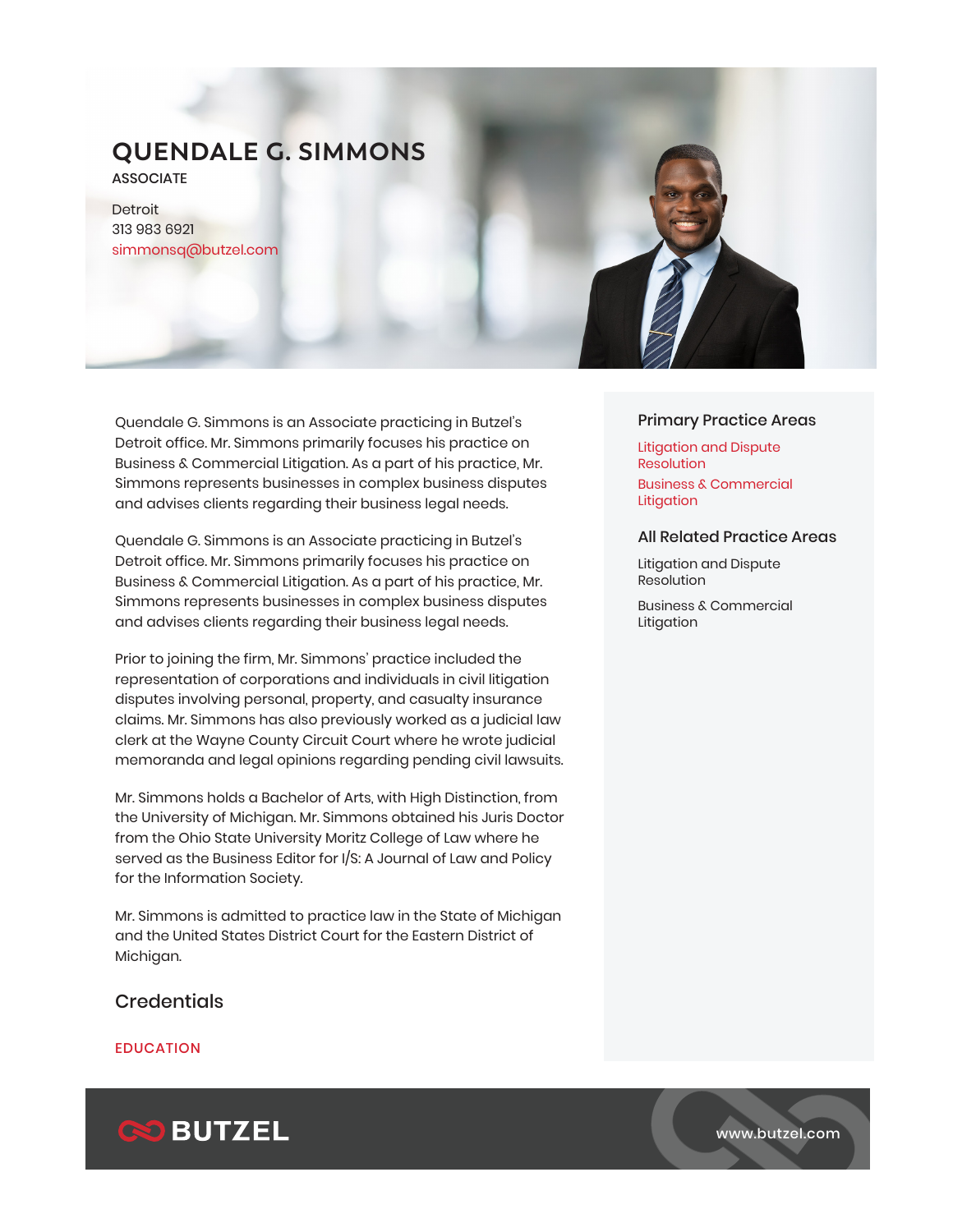# QUENDALE G. SIMMONS

ASSOCIATE

Detroit
313 983 6921
simmonsq@butzel.com

Quendale G. Simmons is an Associate practicing in Butzel's Detroit office. Mr. Simmons primarily focuses his practice on Business & Commercial Litigation. As a part of his practice, Mr. Simmons represents businesses in complex business disputes and advises clients regarding their business legal needs.

Quendale G. Simmons is an Associate practicing in Butzel's Detroit office. Mr. Simmons primarily focuses his practice on Business & Commercial Litigation. As a part of his practice, Mr. Simmons represents businesses in complex business disputes and advises clients regarding their business legal needs.

Prior to joining the firm, Mr. Simmons' practice included the representation of corporations and individuals in civil litigation disputes involving personal, property, and casualty insurance claims. Mr. Simmons has also previously worked as a judicial law clerk at the Wayne County Circuit Court where he wrote judicial memoranda and legal opinions regarding pending civil lawsuits.

Mr. Simmons holds a Bachelor of Arts, with High Distinction, from the University of Michigan. Mr. Simmons obtained his Juris Doctor from the Ohio State University Moritz College of Law where he served as the Business Editor for I/S: A Journal of Law and Policy for the Information Society.

Mr. Simmons is admitted to practice law in the State of Michigan and the United States District Court for the Eastern District of Michigan.

## Credentials

### EDUCATION

### Primary Practice Areas

Litigation and Dispute Resolution

Business & Commercial Litigation

### All Related Practice Areas

Litigation and Dispute Resolution

Business & Commercial Litigation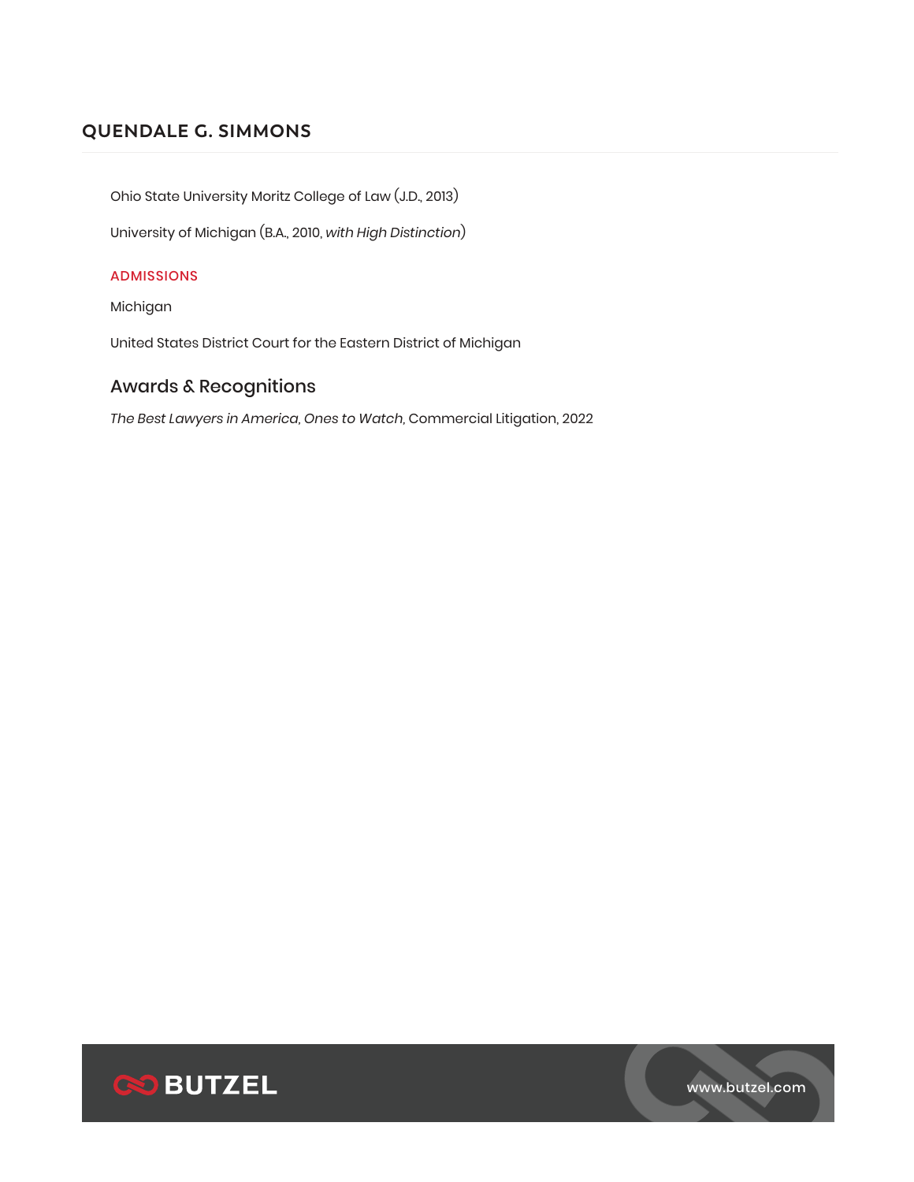## QUENDALE G. SIMMONS

Ohio State University Moritz College of Law (J.D., 2013)

University of Michigan (B.A., 2010, *with High Distinction*)

### ADMISSIONS

Michigan

United States District Court for the Eastern District of Michigan

### Awards & Recognitions

*The Best Lawyers in America*, *Ones to Watch*, Commercial Litigation, 2022